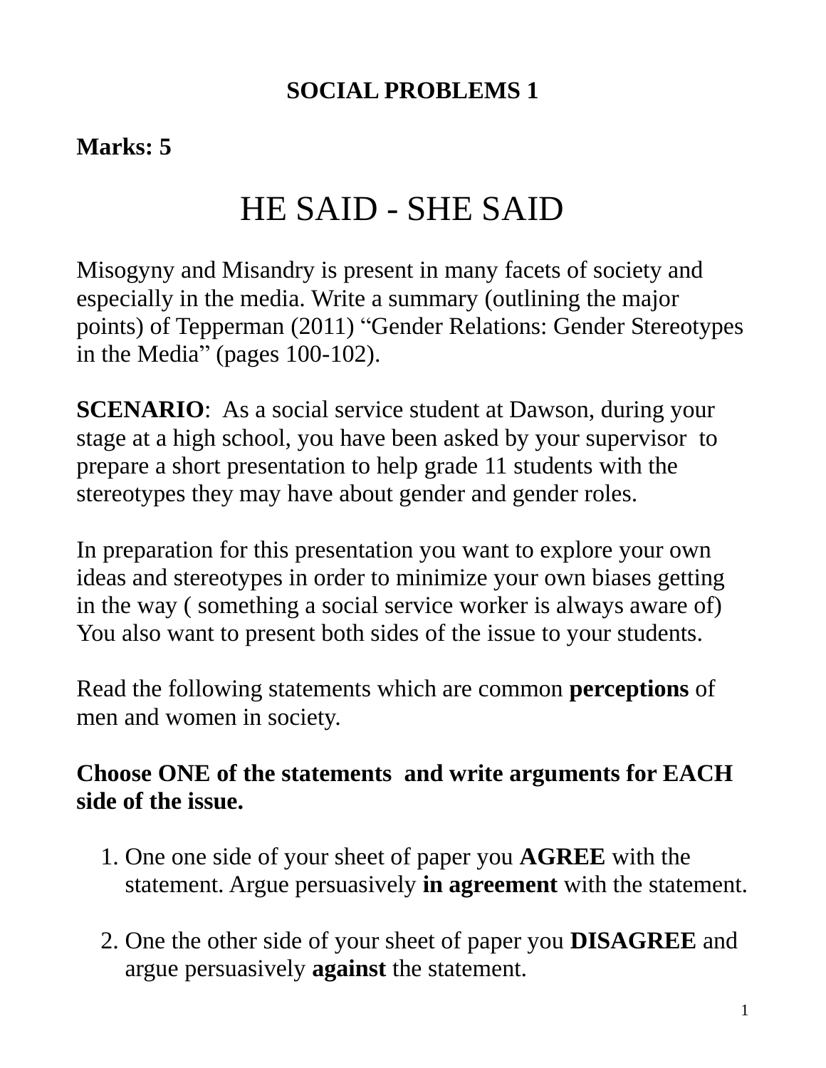**SOCIAL PROBLEMS 1**

**Marks: 5**

# HE SAID - SHE SAID

Misogyny and Misandry is present in many facets of society and especially in the media. Write a summary (outlining the major points) of Tepperman (2011) "Gender Relations: Gender Stereotypes in the Media" (pages 100-102).

**SCENARIO**: As a social service student at Dawson, during your stage at a high school, you have been asked by your supervisor to prepare a short presentation to help grade 11 students with the stereotypes they may have about gender and gender roles.

In preparation for this presentation you want to explore your own ideas and stereotypes in order to minimize your own biases getting in the way ( something a social service worker is always aware of) You also want to present both sides of the issue to your students.

Read the following statements which are common **perceptions** of men and women in society.

**Choose ONE of the statements and write arguments for EACH side of the issue.**

1. One one side of your sheet of paper you **AGREE** with the statement. Argue persuasively **in agreement** with the statement.

2. One the other side of your sheet of paper you **DISAGREE** and argue persuasively **against** the statement.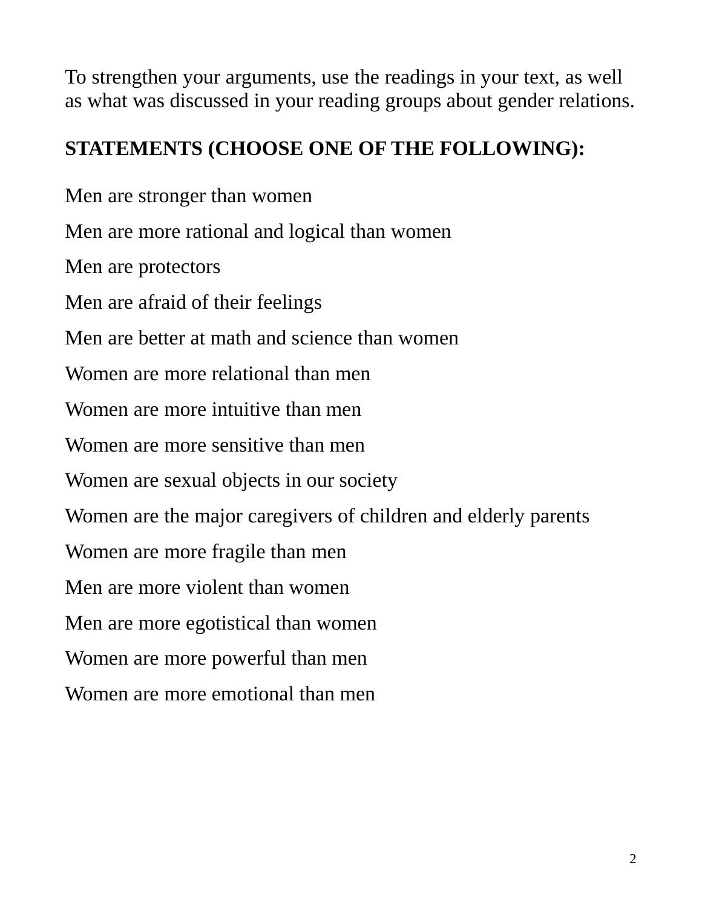To strengthen your arguments, use the readings in your text, as well as what was discussed in your reading groups about gender relations.

**STATEMENTS (CHOOSE ONE OF THE FOLLOWING):**

Men are stronger than women

Men are more rational and logical than women

Men are protectors

Men are afraid of their feelings

Men are better at math and science than women

Women are more relational than men

Women are more intuitive than men

Women are more sensitive than men

Women are sexual objects in our society

Women are the major caregivers of children and elderly parents

Women are more fragile than men

Men are more violent than women

Men are more egotistical than women

Women are more powerful than men

Women are more emotional than men